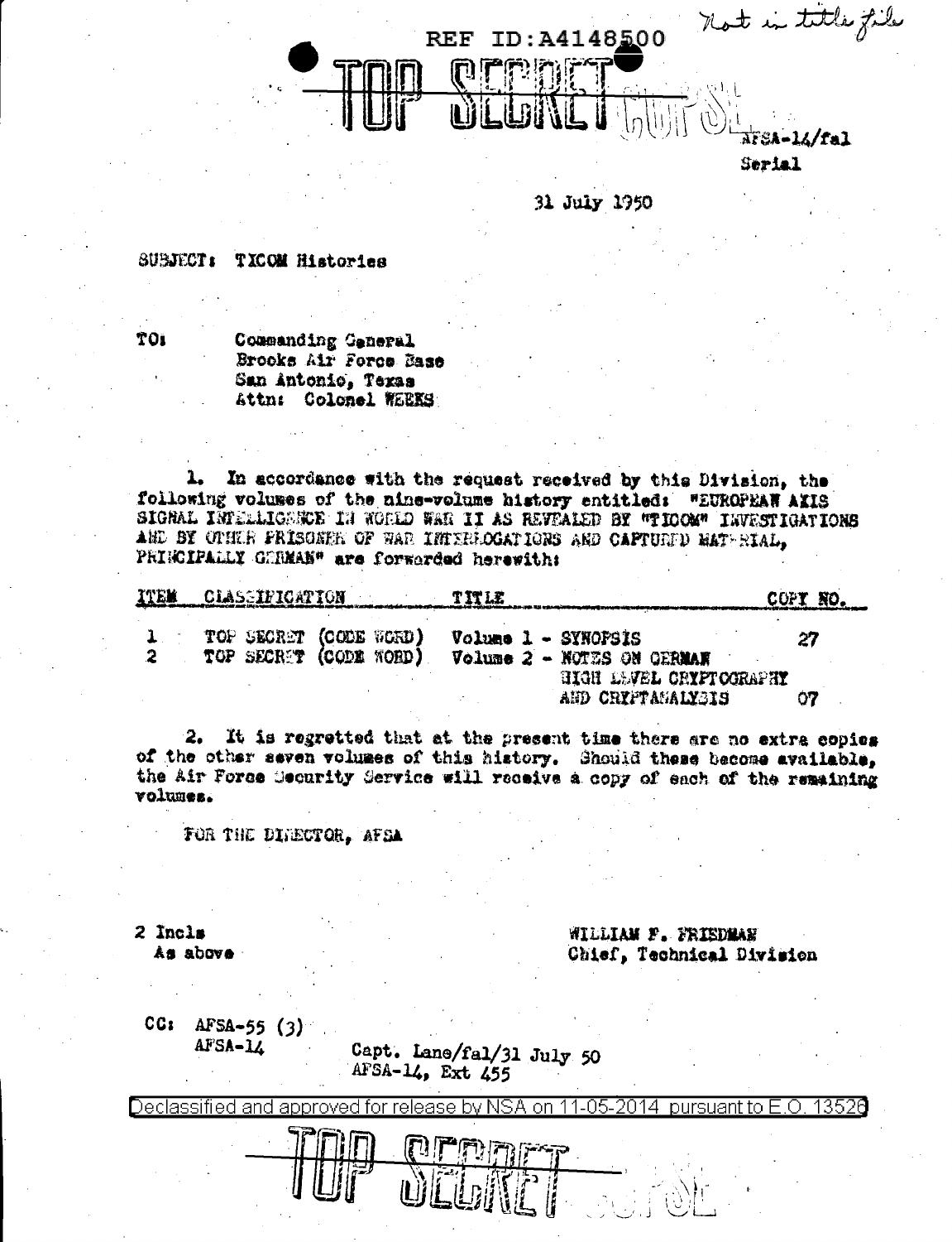REF ID:A4148500

Not in title file

TOP SECRET COPSE

AFSA-14/fal
Serial

31 July 1950

SUBJECT: TICOM Histories

TO: Commanding General
Brooks Air Force Base
San Antonio, Texas
Attn: Colonel WEEKS

1. In accordance with the request received by this Division, the following volumes of the nine-volume history entitled: "EUROPEAN AXIS SIGNAL INTELLIGENCE IN WORLD WAR II AS REVEALED BY "TICOM" INVESTIGATIONS AND BY OTHER PRISONER OF WAR INTERROGATIONS AND CAPTURED MATERIAL, PRINCIPALLY GERMAN" are forwarded herewith:

| ITEM | CLASSIFICATION | TITLE | COPY NO. |
|---|---|---|---|
| 1 | TOP SECRET (CODE WORD) | Volume 1 - SYNOPSIS | 27 |
| 2 | TOP SECRET (CODE WORD) | Volume 2 - NOTES ON GERMAN HIGH LEVEL CRYPTOGRAPHY AND CRYPTANALYSIS | 07 |

2. It is regretted that at the present time there are no extra copies of the other seven volumes of this history. Should these become available, the Air Force Security Service will receive a copy of each of the remaining volumes.

FOR THE DIRECTOR, AFSA

2 Incls
As above

WILLIAM F. FRIEDMAN
Chief, Technical Division

CC: AFSA-55 (3)
AFSA-14

Capt. Lane/fal/31 July 50
AFSA-14, Ext 455

Declassified and approved for release by NSA on 11-05-2014 pursuant to E.O. 13526

TOP SECRET COPSE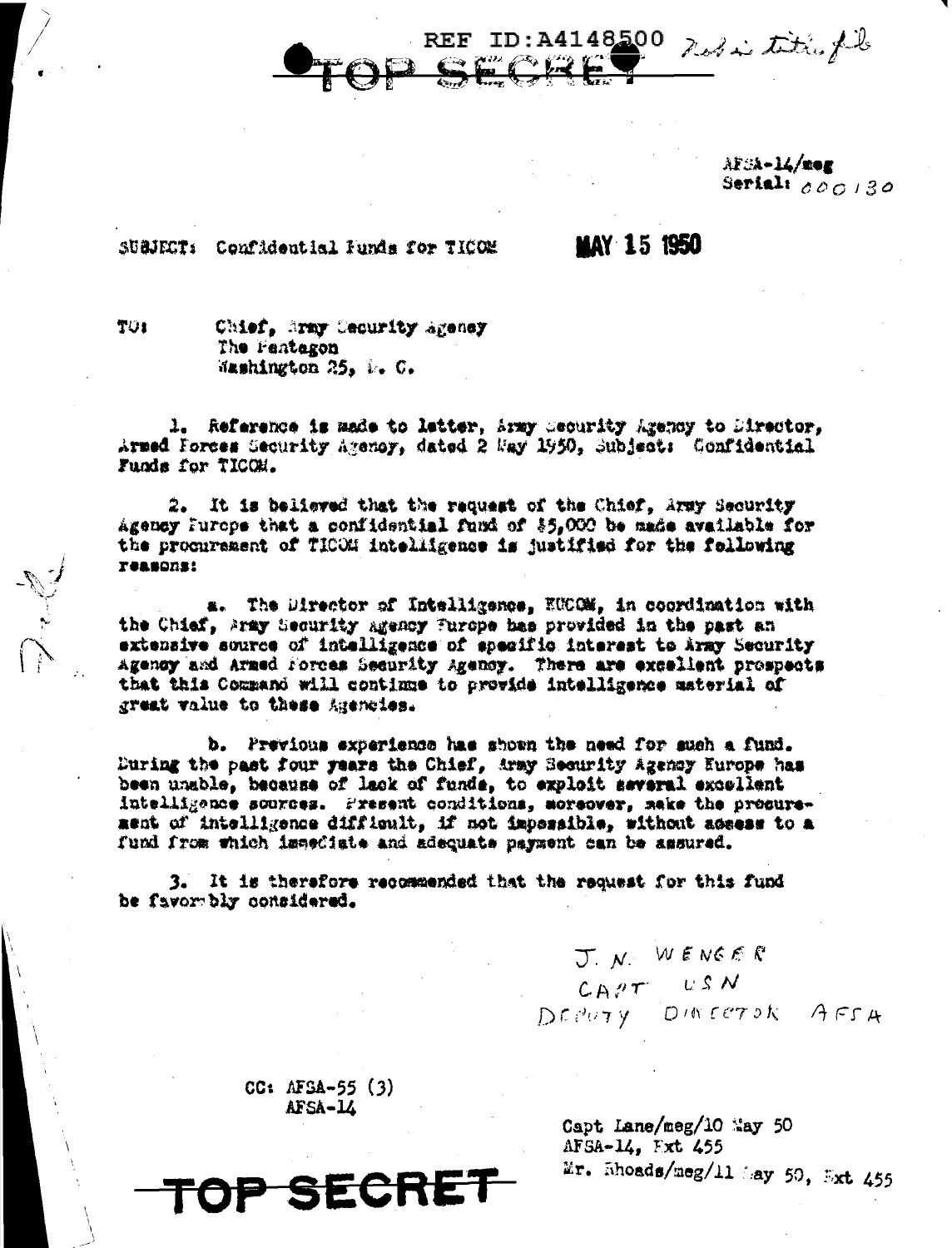REF ID:A4148500 Not in TICOM file

TOP SECRET

AFSA-14/meg
Serial: 000130

SUBJECT: Confidential Funds for TICOM

MAY 15 1950

TO: Chief, Army Security Agency
The Pentagon
Washington 25, D. C.

1. Reference is made to letter, Army Security Agency to Director, Armed Forces Security Agency, dated 2 May 1950, Subject: Confidential Funds for TICOM.

2. It is believed that the request of the Chief, Army Security Agency Europe that a confidential fund of $5,000 be made available for the procurement of TICOM intelligence is justified for the following reasons:

a. The Director of Intelligence, EUCOM, in coordination with the Chief, Army Security Agency Europe has provided in the past an extensive source of intelligence of specific interest to Army Security Agency and Armed Forces Security Agency. There are excellent prospects that this Command will continue to provide intelligence material of great value to these Agencies.

b. Previous experience has shown the need for such a fund. During the past four years the Chief, Army Security Agency Europe has been unable, because of lack of funds, to exploit several excellent intelligence sources. Present conditions, moreover, make the procurement of intelligence difficult, if not impossible, without access to a fund from which immediate and adequate payment can be assured.

3. It is therefore recommended that the request for this fund be favorably considered.

J. N. WENGER
CAPT USN
DEPUTY DIRECTOR AFSA

CC: AFSA-55 (3)
AFSA-14

Capt Lane/meg/10 May 50
AFSA-14, Ext 455
Mr. Rhoads/meg/11 May 50, Ext 455

TOP SECRET